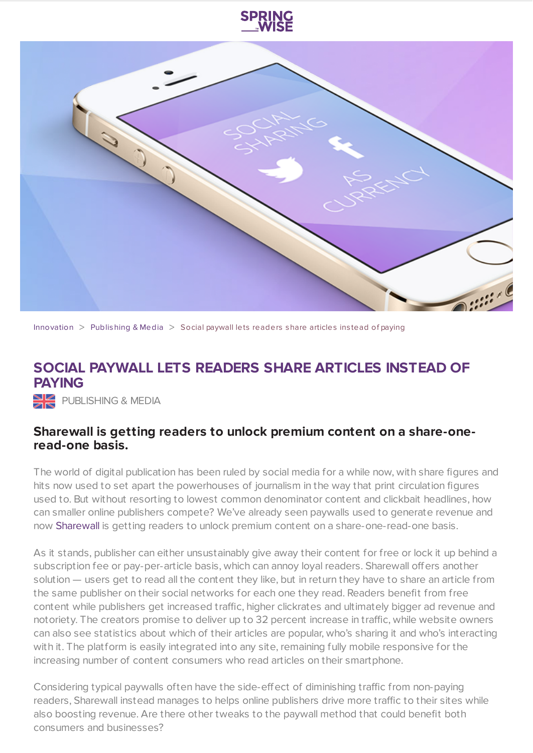Innovation > Publishing & Media > Social paywall lets readers share articles instead of paying

# SOCIAL PAYWALL LETS READERS SHARE ARTICLES INSTEAD OF PAYING

PUBLISHING & MEDIA

### Sharewall is getting readers to unlock premium content on a share-one-read-one basis.

The world of digital publication has been ruled by social media for a while now, with share figures and hits now used to set apart the powerhouses of journalism in the way that print circulation figures used to. But without resorting to lowest common denominator content and clickbait headlines, how can smaller online publishers compete? We've already seen paywalls used to generate revenue and now Sharewall is getting readers to unlock premium content on a share-one-read-one basis.

As it stands, publisher can either unsustainably give away their content for free or lock it up behind a subscription fee or pay-per-article basis, which can annoy loyal readers. Sharewall offers another solution — users get to read all the content they like, but in return they have to share an article from the same publisher on their social networks for each one they read. Readers benefit from free content while publishers get increased traffic, higher clickrates and ultimately bigger ad revenue and notoriety. The creators promise to deliver up to 32 percent increase in traffic, while website owners can also see statistics about which of their articles are popular, who's sharing it and who's interacting with it. The platform is easily integrated into any site, remaining fully mobile responsive for the increasing number of content consumers who read articles on their smartphone.

Considering typical paywalls often have the side-effect of diminishing traffic from non-paying readers, Sharewall instead manages to helps online publishers drive more traffic to their sites while also boosting revenue. Are there other tweaks to the paywall method that could benefit both consumers and businesses?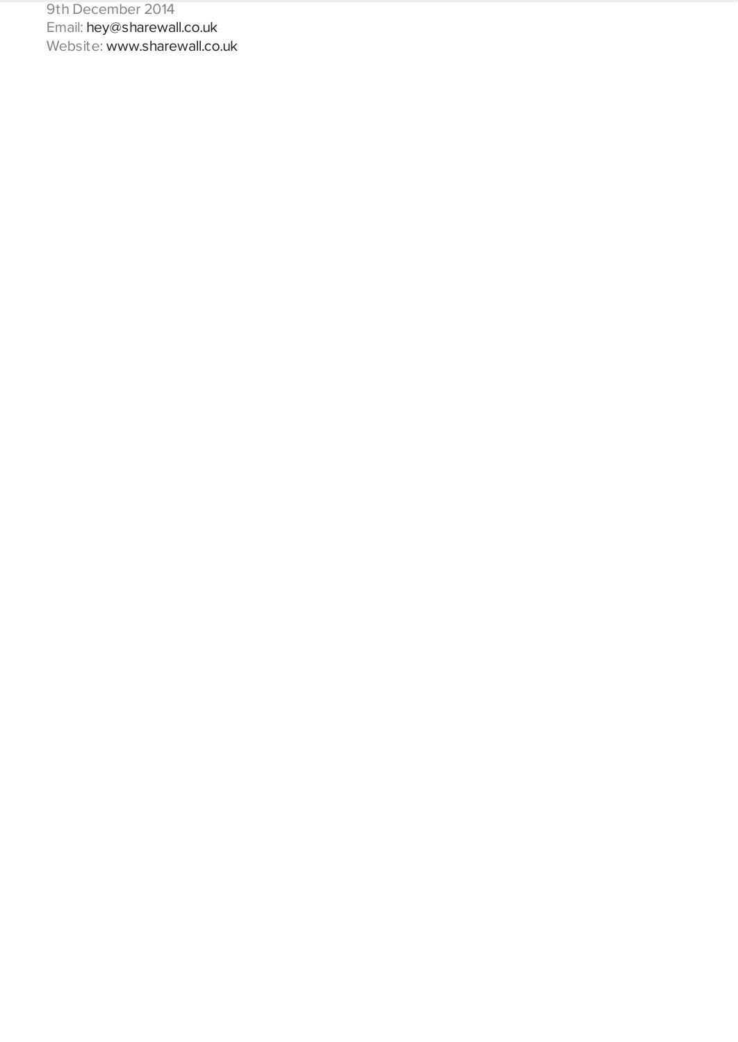9th December 2014
Email: hey@sharewall.co.uk
Website: www.sharewall.co.uk